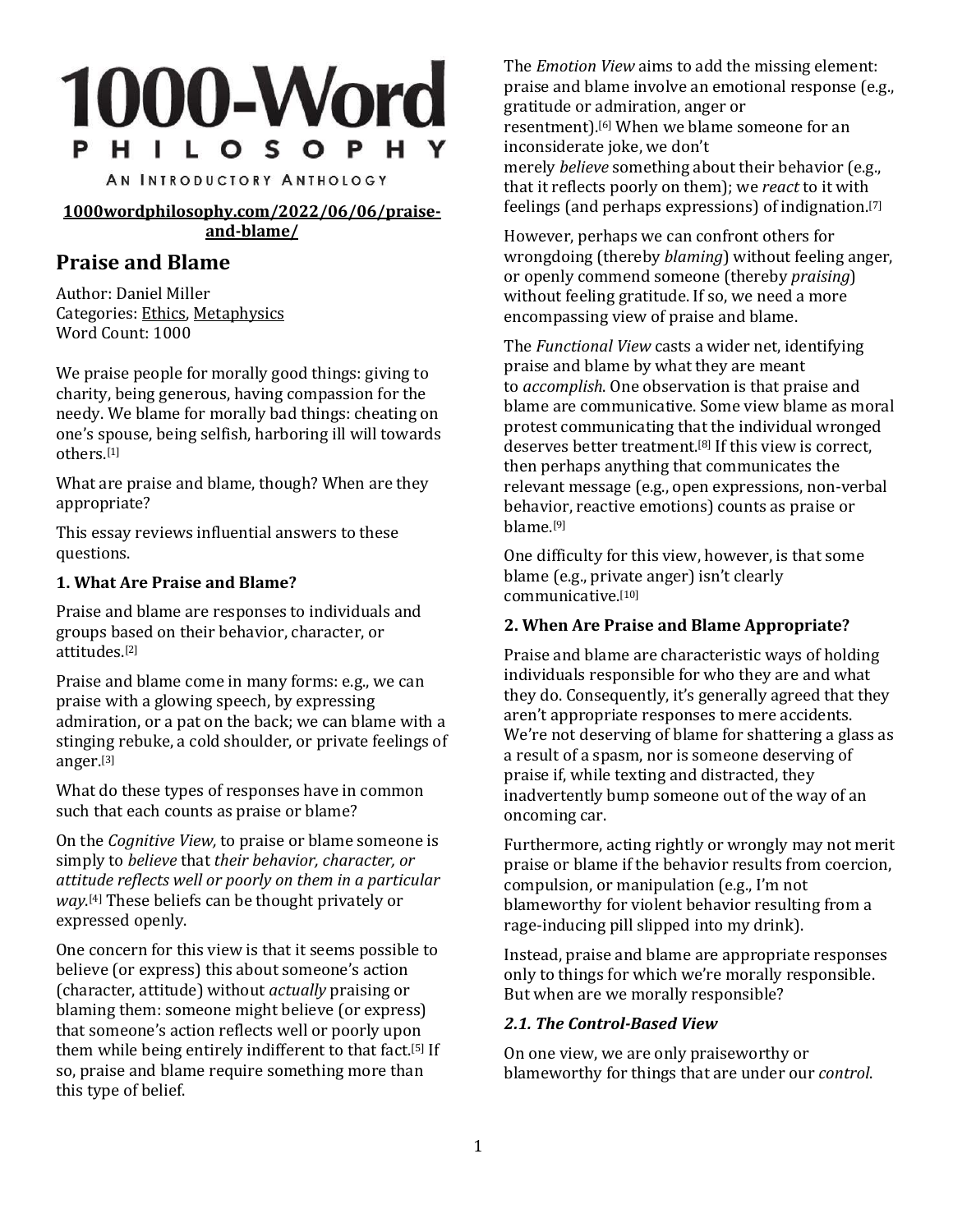# 1000-Word Philosophy

AN INTRODUCTORY ANTHOLOGY

**1000wordphilosophy.com/2022/06/06/praise-and-blame/**

## Praise and Blame

Author: Daniel Miller
Categories: Ethics, Metaphysics
Word Count: 1000

We praise people for morally good things: giving to charity, being generous, having compassion for the needy. We blame for morally bad things: cheating on one's spouse, being selfish, harboring ill will towards others.[1]

What are praise and blame, though? When are they appropriate?

This essay reviews influential answers to these questions.

### 1. What Are Praise and Blame?

Praise and blame are responses to individuals and groups based on their behavior, character, or attitudes.[2]

Praise and blame come in many forms: e.g., we can praise with a glowing speech, by expressing admiration, or a pat on the back; we can blame with a stinging rebuke, a cold shoulder, or private feelings of anger.[3]

What do these types of responses have in common such that each counts as praise or blame?

On the *Cognitive View,* to praise or blame someone is simply to *believe* that *their behavior, character, or attitude reflects well or poorly on them in a particular way*.[4] These beliefs can be thought privately or expressed openly.

One concern for this view is that it seems possible to believe (or express) this about someone's action (character, attitude) without *actually* praising or blaming them: someone might believe (or express) that someone's action reflects well or poorly upon them while being entirely indifferent to that fact.[5] If so, praise and blame require something more than this type of belief.

The *Emotion View* aims to add the missing element: praise and blame involve an emotional response (e.g., gratitude or admiration, anger or resentment).[6] When we blame someone for an inconsiderate joke, we don't merely *believe* something about their behavior (e.g., that it reflects poorly on them); we *react* to it with feelings (and perhaps expressions) of indignation.[7]

However, perhaps we can confront others for wrongdoing (thereby *blaming*) without feeling anger, or openly commend someone (thereby *praising*) without feeling gratitude. If so, we need a more encompassing view of praise and blame.

The *Functional View* casts a wider net, identifying praise and blame by what they are meant to *accomplish*. One observation is that praise and blame are communicative. Some view blame as moral protest communicating that the individual wronged deserves better treatment.[8] If this view is correct, then perhaps anything that communicates the relevant message (e.g., open expressions, non-verbal behavior, reactive emotions) counts as praise or blame.[9]

One difficulty for this view, however, is that some blame (e.g., private anger) isn't clearly communicative.[10]

### 2. When Are Praise and Blame Appropriate?

Praise and blame are characteristic ways of holding individuals responsible for who they are and what they do. Consequently, it's generally agreed that they aren't appropriate responses to mere accidents. We're not deserving of blame for shattering a glass as a result of a spasm, nor is someone deserving of praise if, while texting and distracted, they inadvertently bump someone out of the way of an oncoming car.

Furthermore, acting rightly or wrongly may not merit praise or blame if the behavior results from coercion, compulsion, or manipulation (e.g., I'm not blameworthy for violent behavior resulting from a rage-inducing pill slipped into my drink).

Instead, praise and blame are appropriate responses only to things for which we're morally responsible. But when are we morally responsible?

#### *2.1. The Control-Based View*

On one view, we are only praiseworthy or blameworthy for things that are under our *control*.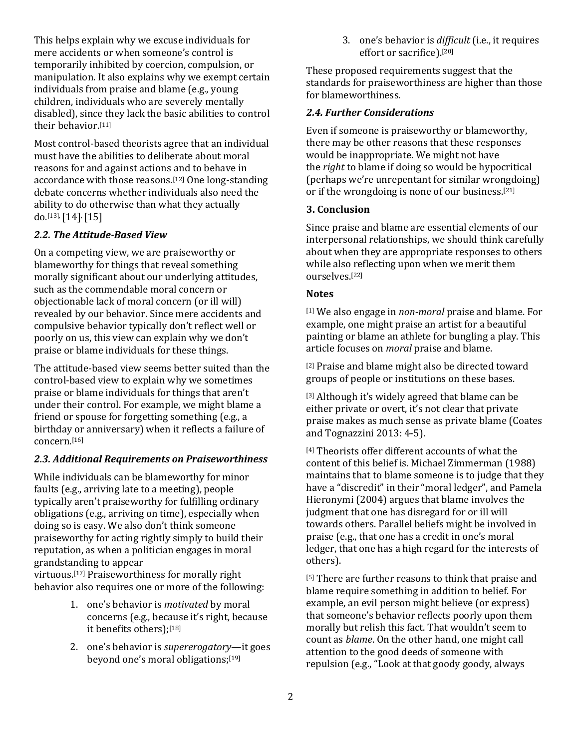This helps explain why we excuse individuals for mere accidents or when someone's control is temporarily inhibited by coercion, compulsion, or manipulation. It also explains why we exempt certain individuals from praise and blame (e.g., young children, individuals who are severely mentally disabled), since they lack the basic abilities to control their behavior.[11]

Most control-based theorists agree that an individual must have the abilities to deliberate about moral reasons for and against actions and to behave in accordance with those reasons.[12] One long-standing debate concerns whether individuals also need the ability to do otherwise than what they actually do.[13], [14], [15]

### *2.2. The Attitude-Based View*

On a competing view, we are praiseworthy or blameworthy for things that reveal something morally significant about our underlying attitudes, such as the commendable moral concern or objectionable lack of moral concern (or ill will) revealed by our behavior. Since mere accidents and compulsive behavior typically don't reflect well or poorly on us, this view can explain why we don't praise or blame individuals for these things.

The attitude-based view seems better suited than the control-based view to explain why we sometimes praise or blame individuals for things that aren't under their control. For example, we might blame a friend or spouse for forgetting something (e.g., a birthday or anniversary) when it reflects a failure of concern.[16]

### *2.3. Additional Requirements on Praiseworthiness*

While individuals can be blameworthy for minor faults (e.g., arriving late to a meeting), people typically aren't praiseworthy for fulfilling ordinary obligations (e.g., arriving on time), especially when doing so is easy. We also don't think someone praiseworthy for acting rightly simply to build their reputation, as when a politician engages in moral grandstanding to appear virtuous.[17] Praiseworthiness for morally right behavior also requires one or more of the following:

1. one's behavior is *motivated* by moral concerns (e.g., because it's right, because it benefits others);[18]
2. one's behavior is *supererogatory*—it goes beyond one's moral obligations;[19]
3. one's behavior is *difficult* (i.e., it requires effort or sacrifice).[20]

These proposed requirements suggest that the standards for praiseworthiness are higher than those for blameworthiness.

### *2.4. Further Considerations*

Even if someone is praiseworthy or blameworthy, there may be other reasons that these responses would be inappropriate. We might not have the *right* to blame if doing so would be hypocritical (perhaps we're unrepentant for similar wrongdoing) or if the wrongdoing is none of our business.[21]

## 3. Conclusion

Since praise and blame are essential elements of our interpersonal relationships, we should think carefully about when they are appropriate responses to others while also reflecting upon when we merit them ourselves.[22]

## Notes

[1] We also engage in *non-moral* praise and blame. For example, one might praise an artist for a beautiful painting or blame an athlete for bungling a play. This article focuses on *moral* praise and blame.

[2] Praise and blame might also be directed toward groups of people or institutions on these bases.

[3] Although it's widely agreed that blame can be either private or overt, it's not clear that private praise makes as much sense as private blame (Coates and Tognazzini 2013: 4-5).

[4] Theorists offer different accounts of what the content of this belief is. Michael Zimmerman (1988) maintains that to blame someone is to judge that they have a "discredit" in their "moral ledger", and Pamela Hieronymi (2004) argues that blame involves the judgment that one has disregard for or ill will towards others. Parallel beliefs might be involved in praise (e.g., that one has a credit in one's moral ledger, that one has a high regard for the interests of others).

[5] There are further reasons to think that praise and blame require something in addition to belief. For example, an evil person might believe (or express) that someone's behavior reflects poorly upon them morally but relish this fact. That wouldn't seem to count as *blame*. On the other hand, one might call attention to the good deeds of someone with repulsion (e.g., "Look at that goody goody, always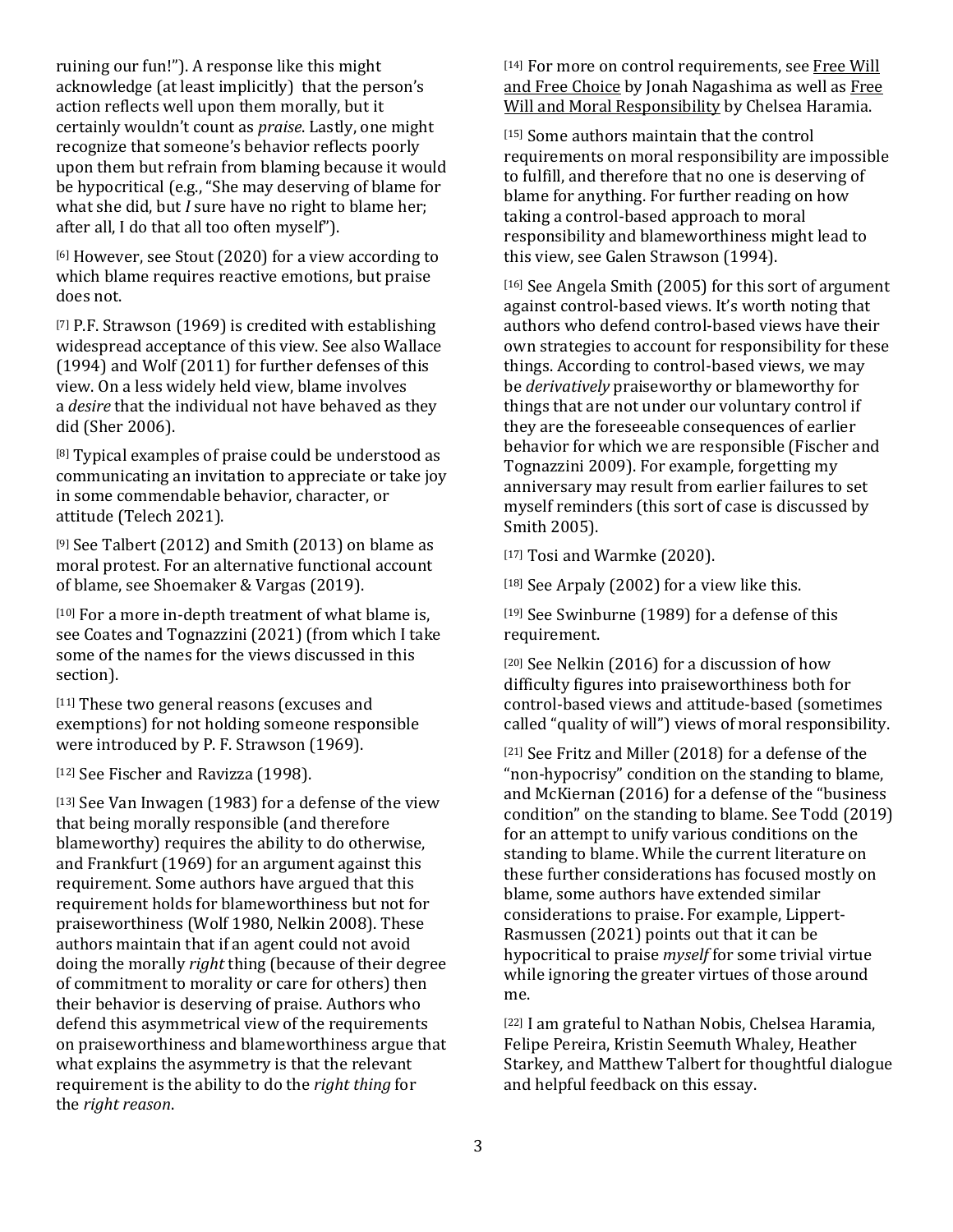ruining our fun!"). A response like this might acknowledge (at least implicitly) that the person's action reflects well upon them morally, but it certainly wouldn't count as *praise*. Lastly, one might recognize that someone's behavior reflects poorly upon them but refrain from blaming because it would be hypocritical (e.g., "She may deserving of blame for what she did, but *I* sure have no right to blame her; after all, I do that all too often myself").

[6] However, see Stout (2020) for a view according to which blame requires reactive emotions, but praise does not.

[7] P.F. Strawson (1969) is credited with establishing widespread acceptance of this view. See also Wallace (1994) and Wolf (2011) for further defenses of this view. On a less widely held view, blame involves a *desire* that the individual not have behaved as they did (Sher 2006).

[8] Typical examples of praise could be understood as communicating an invitation to appreciate or take joy in some commendable behavior, character, or attitude (Telech 2021).

[9] See Talbert (2012) and Smith (2013) on blame as moral protest. For an alternative functional account of blame, see Shoemaker & Vargas (2019).

[10] For a more in-depth treatment of what blame is, see Coates and Tognazzini (2021) (from which I take some of the names for the views discussed in this section).

[11] These two general reasons (excuses and exemptions) for not holding someone responsible were introduced by P. F. Strawson (1969).

[12] See Fischer and Ravizza (1998).

[13] See Van Inwagen (1983) for a defense of the view that being morally responsible (and therefore blameworthy) requires the ability to do otherwise, and Frankfurt (1969) for an argument against this requirement. Some authors have argued that this requirement holds for blameworthiness but not for praiseworthiness (Wolf 1980, Nelkin 2008). These authors maintain that if an agent could not avoid doing the morally *right* thing (because of their degree of commitment to morality or care for others) then their behavior is deserving of praise. Authors who defend this asymmetrical view of the requirements on praiseworthiness and blameworthiness argue that what explains the asymmetry is that the relevant requirement is the ability to do the *right thing* for the *right reason*.

[14] For more on control requirements, see Free Will and Free Choice by Jonah Nagashima as well as Free Will and Moral Responsibility by Chelsea Haramia.

[15] Some authors maintain that the control requirements on moral responsibility are impossible to fulfill, and therefore that no one is deserving of blame for anything. For further reading on how taking a control-based approach to moral responsibility and blameworthiness might lead to this view, see Galen Strawson (1994).

[16] See Angela Smith (2005) for this sort of argument against control-based views. It's worth noting that authors who defend control-based views have their own strategies to account for responsibility for these things. According to control-based views, we may be *derivatively* praiseworthy or blameworthy for things that are not under our voluntary control if they are the foreseeable consequences of earlier behavior for which we are responsible (Fischer and Tognazzini 2009). For example, forgetting my anniversary may result from earlier failures to set myself reminders (this sort of case is discussed by Smith 2005).

[17] Tosi and Warmke (2020).

[18] See Arpaly (2002) for a view like this.

[19] See Swinburne (1989) for a defense of this requirement.

[20] See Nelkin (2016) for a discussion of how difficulty figures into praiseworthiness both for control-based views and attitude-based (sometimes called "quality of will") views of moral responsibility.

[21] See Fritz and Miller (2018) for a defense of the "non-hypocrisy" condition on the standing to blame, and McKiernan (2016) for a defense of the "business condition" on the standing to blame. See Todd (2019) for an attempt to unify various conditions on the standing to blame. While the current literature on these further considerations has focused mostly on blame, some authors have extended similar considerations to praise. For example, Lippert-Rasmussen (2021) points out that it can be hypocritical to praise *myself* for some trivial virtue while ignoring the greater virtues of those around me.

[22] I am grateful to Nathan Nobis, Chelsea Haramia, Felipe Pereira, Kristin Seemuth Whaley, Heather Starkey, and Matthew Talbert for thoughtful dialogue and helpful feedback on this essay.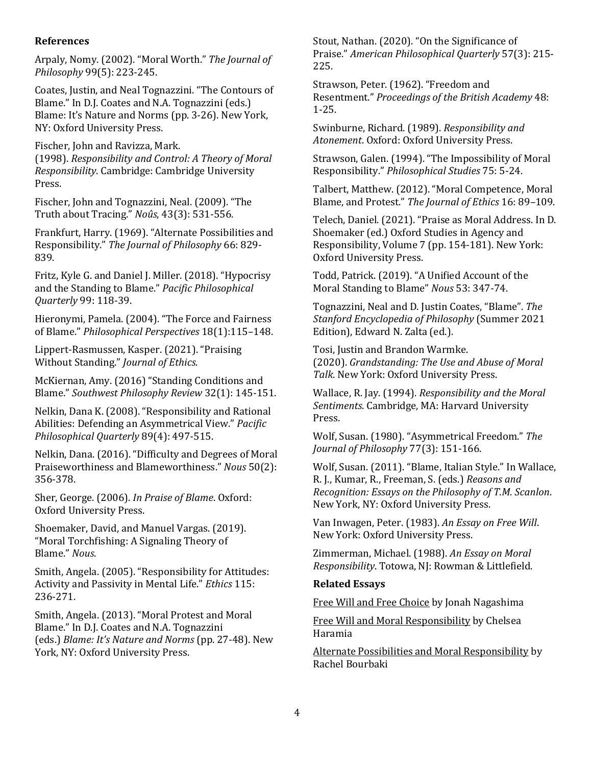### References

Arpaly, Nomy. (2002). "Moral Worth." *The Journal of Philosophy* 99(5): 223-245.

Coates, Justin, and Neal Tognazzini. "The Contours of Blame." In D.J. Coates and N.A. Tognazzini (eds.) Blame: It's Nature and Norms (pp. 3-26). New York, NY: Oxford University Press.

Fischer, John and Ravizza, Mark. (1998). *Responsibility and Control: A Theory of Moral Responsibility*. Cambridge: Cambridge University Press.

Fischer, John and Tognazzini, Neal. (2009). "The Truth about Tracing." *Noûs*, 43(3): 531-556.

Frankfurt, Harry. (1969). "Alternate Possibilities and Responsibility." *The Journal of Philosophy* 66: 829-839.

Fritz, Kyle G. and Daniel J. Miller. (2018). "Hypocrisy and the Standing to Blame." *Pacific Philosophical Quarterly* 99: 118-39.

Hieronymi, Pamela. (2004). "The Force and Fairness of Blame." *Philosophical Perspectives* 18(1):115–148.

Lippert-Rasmussen, Kasper. (2021). "Praising Without Standing." *Journal of Ethics*.

McKiernan, Amy. (2016) "Standing Conditions and Blame." *Southwest Philosophy Review* 32(1): 145-151.

Nelkin, Dana K. (2008). "Responsibility and Rational Abilities: Defending an Asymmetrical View." *Pacific Philosophical Quarterly* 89(4): 497-515.

Nelkin, Dana. (2016). "Difficulty and Degrees of Moral Praiseworthiness and Blameworthiness." *Nous* 50(2): 356-378.

Sher, George. (2006). *In Praise of Blame*. Oxford: Oxford University Press.

Shoemaker, David, and Manuel Vargas. (2019). "Moral Torchfishing: A Signaling Theory of Blame." *Nous*.

Smith, Angela. (2005). "Responsibility for Attitudes: Activity and Passivity in Mental Life." *Ethics* 115: 236-271.

Smith, Angela. (2013). "Moral Protest and Moral Blame." In D.J. Coates and N.A. Tognazzini (eds.) *Blame: It's Nature and Norms* (pp. 27-48). New York, NY: Oxford University Press.

Stout, Nathan. (2020). "On the Significance of Praise." *American Philosophical Quarterly* 57(3): 215-225.

Strawson, Peter. (1962). "Freedom and Resentment." *Proceedings of the British Academy* 48: 1-25.

Swinburne, Richard. (1989). *Responsibility and Atonement*. Oxford: Oxford University Press.

Strawson, Galen. (1994). "The Impossibility of Moral Responsibility." *Philosophical Studies* 75: 5-24.

Talbert, Matthew. (2012). "Moral Competence, Moral Blame, and Protest." *The Journal of Ethics* 16: 89–109.

Telech, Daniel. (2021). "Praise as Moral Address. In D. Shoemaker (ed.) Oxford Studies in Agency and Responsibility, Volume 7 (pp. 154-181). New York: Oxford University Press.

Todd, Patrick. (2019). "A Unified Account of the Moral Standing to Blame" *Nous* 53: 347-74.

Tognazzini, Neal and D. Justin Coates, "Blame". *The Stanford Encyclopedia of Philosophy* (Summer 2021 Edition), Edward N. Zalta (ed.).

Tosi, Justin and Brandon Warmke. (2020). *Grandstanding: The Use and Abuse of Moral Talk*. New York: Oxford University Press.

Wallace, R. Jay. (1994). *Responsibility and the Moral Sentiments*. Cambridge, MA: Harvard University Press.

Wolf, Susan. (1980). "Asymmetrical Freedom." *The Journal of Philosophy* 77(3): 151-166.

Wolf, Susan. (2011). "Blame, Italian Style." In Wallace, R. J., Kumar, R., Freeman, S. (eds.) *Reasons and Recognition: Essays on the Philosophy of T.M. Scanlon*. New York, NY: Oxford University Press.

Van Inwagen, Peter. (1983). *An Essay on Free Will*. New York: Oxford University Press.

Zimmerman, Michael. (1988). *An Essay on Moral Responsibility*. Totowa, NJ: Rowman & Littlefield.

### Related Essays

Free Will and Free Choice by Jonah Nagashima

Free Will and Moral Responsibility by Chelsea Haramia

Alternate Possibilities and Moral Responsibility by Rachel Bourbaki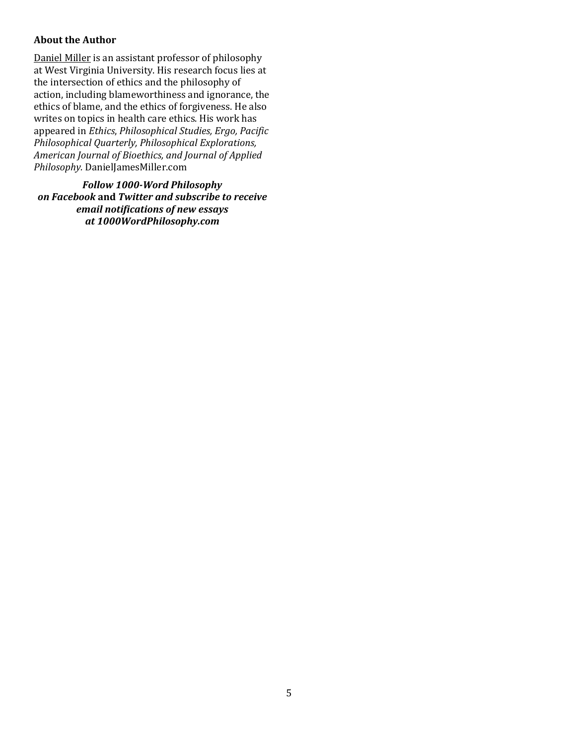**About the Author**

Daniel Miller is an assistant professor of philosophy at West Virginia University. His research focus lies at the intersection of ethics and the philosophy of action, including blameworthiness and ignorance, the ethics of blame, and the ethics of forgiveness. He also writes on topics in health care ethics. His work has appeared in *Ethics*, *Philosophical Studies, Ergo, Pacific Philosophical Quarterly, Philosophical Explorations, American Journal of Bioethics, and Journal of Applied Philosophy.* DanielJamesMiller.com

***Follow 1000-Word Philosophy on Facebook* and *Twitter and subscribe to receive email notifications of new essays at 1000WordPhilosophy.com***